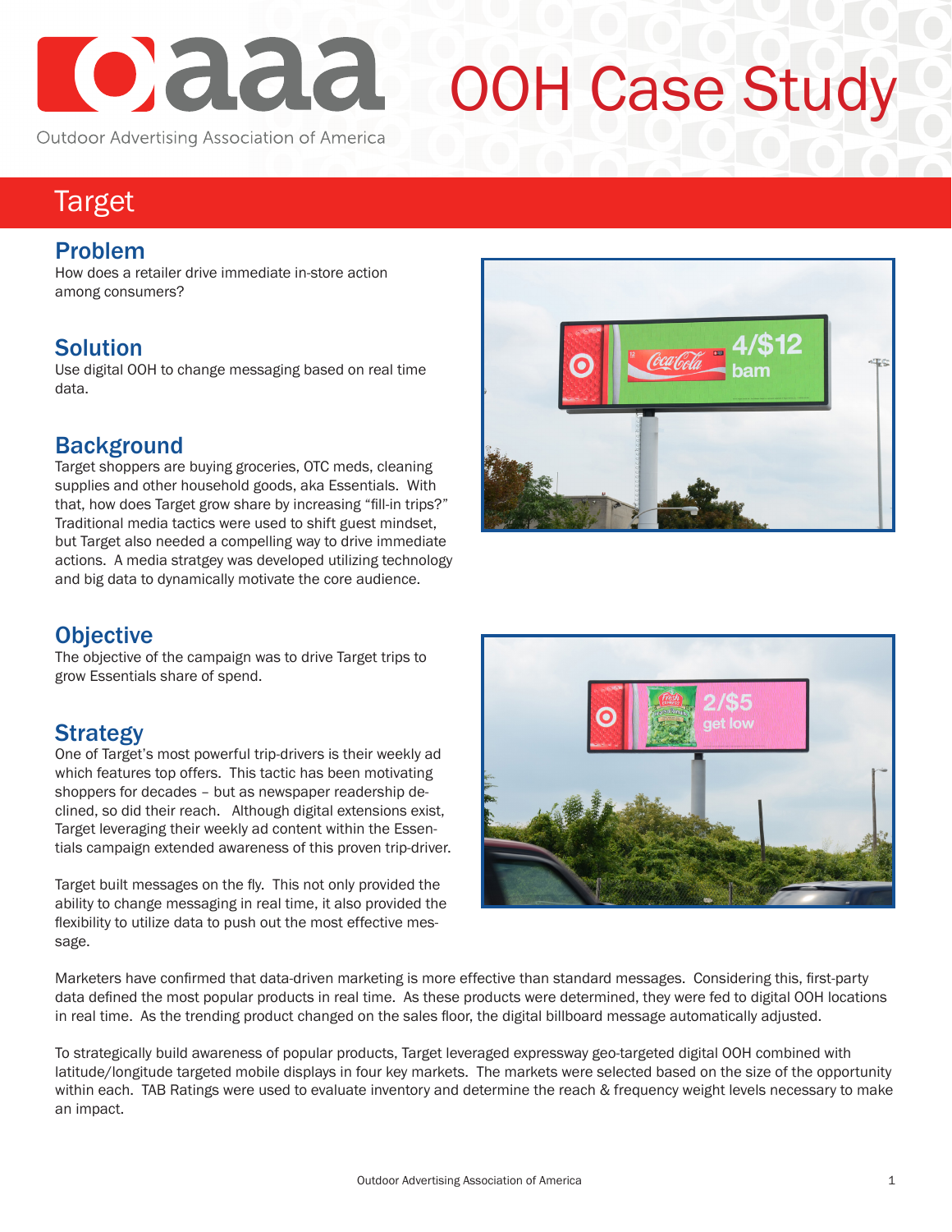# OOH Case Study

Outdoor Advertising Association of America

## Target

### Problem

How does a retailer drive immediate in-store action among consumers?

### Solution

Use digital OOH to change messaging based on real time data.

### Background

Target shoppers are buying groceries, OTC meds, cleaning supplies and other household goods, aka Essentials. With that, how does Target grow share by increasing "fill-in trips?" Traditional media tactics were used to shift guest mindset, but Target also needed a compelling way to drive immediate actions. A media stratgey was developed utilizing technology and big data to dynamically motivate the core audience.

### Objective

The objective of the campaign was to drive Target trips to grow Essentials share of spend.

### Strategy

One of Target's most powerful trip-drivers is their weekly ad which features top offers. This tactic has been motivating shoppers for decades – but as newspaper readership declined, so did their reach. Although digital extensions exist, Target leveraging their weekly ad content within the Essentials campaign extended awareness of this proven trip-driver.

Target built messages on the fly. This not only provided the ability to change messaging in real time, it also provided the flexibility to utilize data to push out the most effective message.

Marketers have confirmed that data-driven marketing is more effective than standard messages. Considering this, first-party data defined the most popular products in real time. As these products were determined, they were fed to digital OOH locations in real time. As the trending product changed on the sales floor, the digital billboard message automatically adjusted.

To strategically build awareness of popular products, Target leveraged expressway geo-targeted digital OOH combined with latitude/longitude targeted mobile displays in four key markets. The markets were selected based on the size of the opportunity within each. TAB Ratings were used to evaluate inventory and determine the reach & frequency weight levels necessary to make an impact.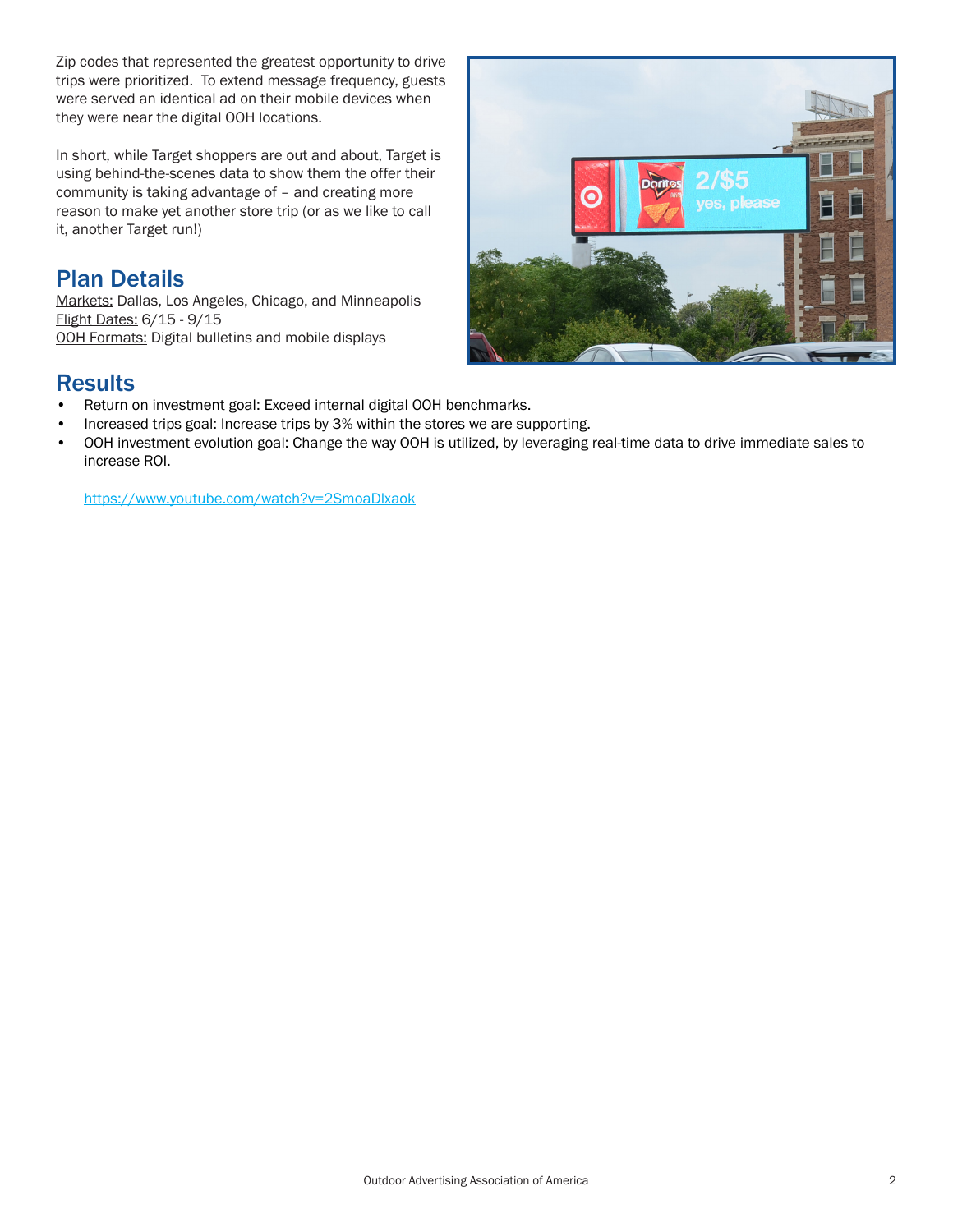Zip codes that represented the greatest opportunity to drive trips were prioritized. To extend message frequency, guests were served an identical ad on their mobile devices when they were near the digital OOH locations.

In short, while Target shoppers are out and about, Target is using behind-the-scenes data to show them the offer their community is taking advantage of – and creating more reason to make yet another store trip (or as we like to call it, another Target run!)

## Plan Details

Markets: Dallas, Los Angeles, Chicago, and Minneapolis
Flight Dates: 6/15 - 9/15
OOH Formats: Digital bulletins and mobile displays

## Results

- Return on investment goal: Exceed internal digital OOH benchmarks.
- Increased trips goal: Increase trips by 3% within the stores we are supporting.
- OOH investment evolution goal: Change the way OOH is utilized, by leveraging real-time data to drive immediate sales to increase ROI.

https://www.youtube.com/watch?v=2SmoaDlxaok